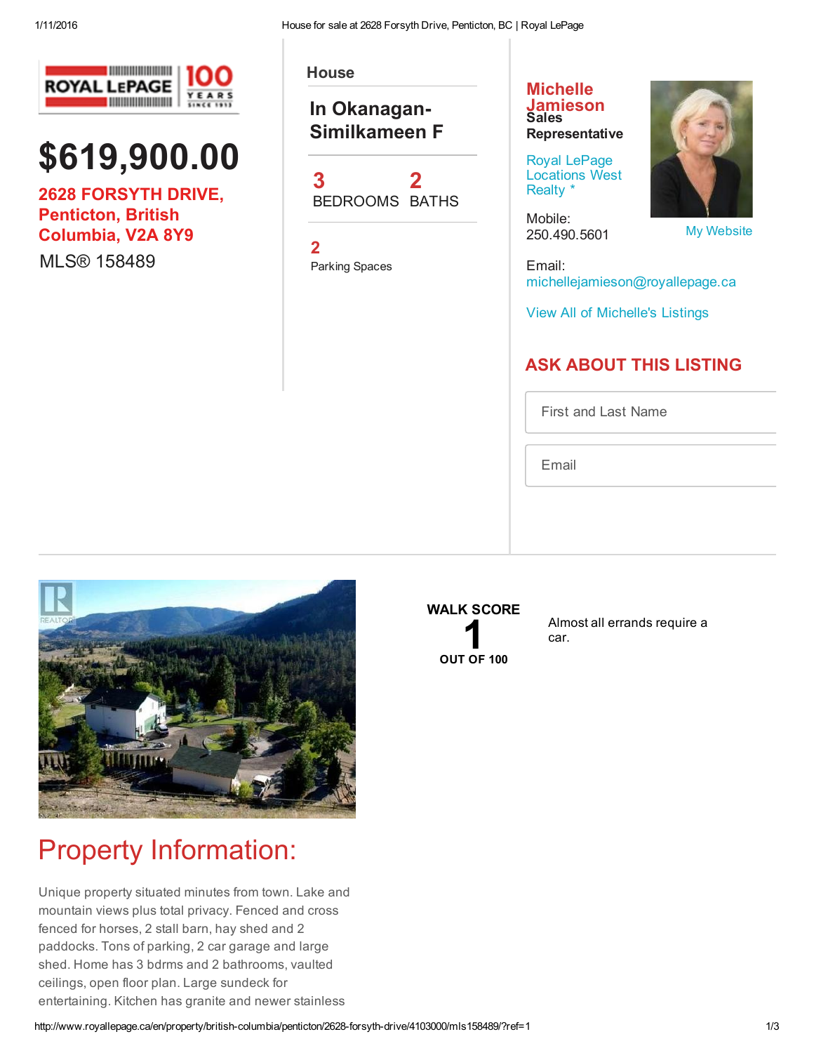# $619,900.00

**2628 FORSYTH DRIVE, Penticton, British Columbia, V2A 8Y9**

MLS® 158489

## House

**In Okanagan-Similkameen F**

**3** BEDROOMS

**2** BATHS

**2** Parking Spaces

**Michelle Jamieson**
**Sales Representative**

Royal LePage Locations West Realty *

Mobile:
250.490.5601

My Website

Email:
michellejamieson@royallepage.ca

View All of Michelle's Listings

## ASK ABOUT THIS LISTING

First and Last Name

Email

**WALK SCORE**
**1**
**OUT OF 100**

Almost all errands require a car.

# Property Information:

Unique property situated minutes from town. Lake and mountain views plus total privacy. Fenced and cross fenced for horses, 2 stall barn, hay shed and 2 paddocks. Tons of parking, 2 car garage and large shed. Home has 3 bdrms and 2 bathrooms, vaulted ceilings, open floor plan. Large sundeck for entertaining. Kitchen has granite and newer stainless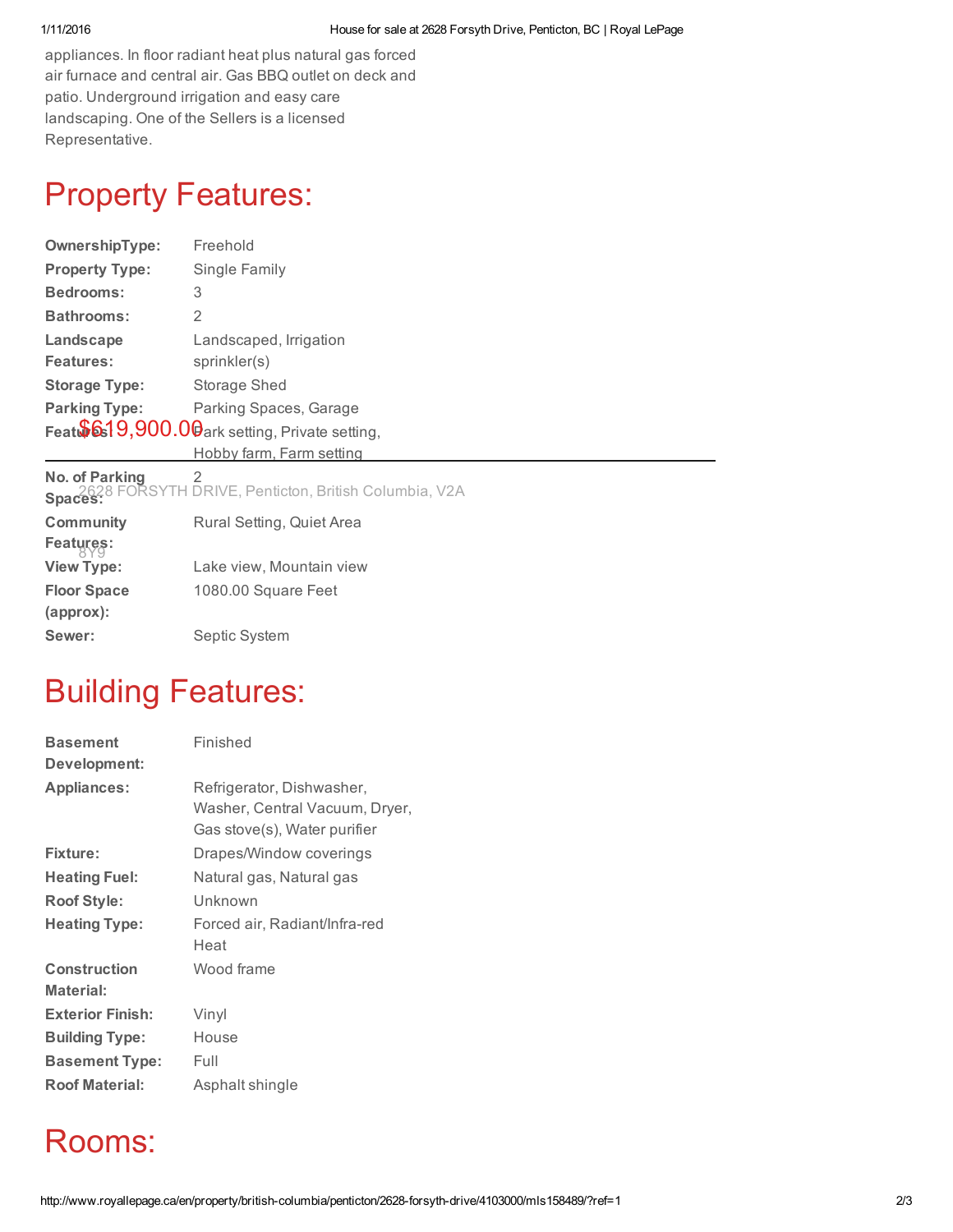appliances. In floor radiant heat plus natural gas forced air furnace and central air. Gas BBQ outlet on deck and patio. Underground irrigation and easy care landscaping. One of the Sellers is a licensed Representative.

$619,900.00

2628 FORSYTH DRIVE, Penticton, British Columbia, V2A 8Y9

# Property Features:

| | |
|---|---|
| **OwnershipType:** | Freehold |
| **Property Type:** | Single Family |
| **Bedrooms:** | 3 |
| **Bathrooms:** | 2 |
| **Landscape Features:** | Landscaped, Irrigation sprinkler(s) |
| **Storage Type:** | Storage Shed |
| **Parking Type:** | Parking Spaces, Garage |
| **Features:** | Park setting, Private setting, Hobby farm, Farm setting |
| **No. of Parking Spaces:** | 2 |
| **Community Features:** | Rural Setting, Quiet Area |
| **View Type:** | Lake view, Mountain view |
| **Floor Space (approx):** | 1080.00 Square Feet |
| **Sewer:** | Septic System |

# Building Features:

| | |
|---|---|
| **Basement Development:** | Finished |
| **Appliances:** | Refrigerator, Dishwasher, Washer, Central Vacuum, Dryer, Gas stove(s), Water purifier |
| **Fixture:** | Drapes/Window coverings |
| **Heating Fuel:** | Natural gas, Natural gas |
| **Roof Style:** | Unknown |
| **Heating Type:** | Forced air, Radiant/Infra-red Heat |
| **Construction Material:** | Wood frame |
| **Exterior Finish:** | Vinyl |
| **Building Type:** | House |
| **Basement Type:** | Full |
| **Roof Material:** | Asphalt shingle |

# Rooms: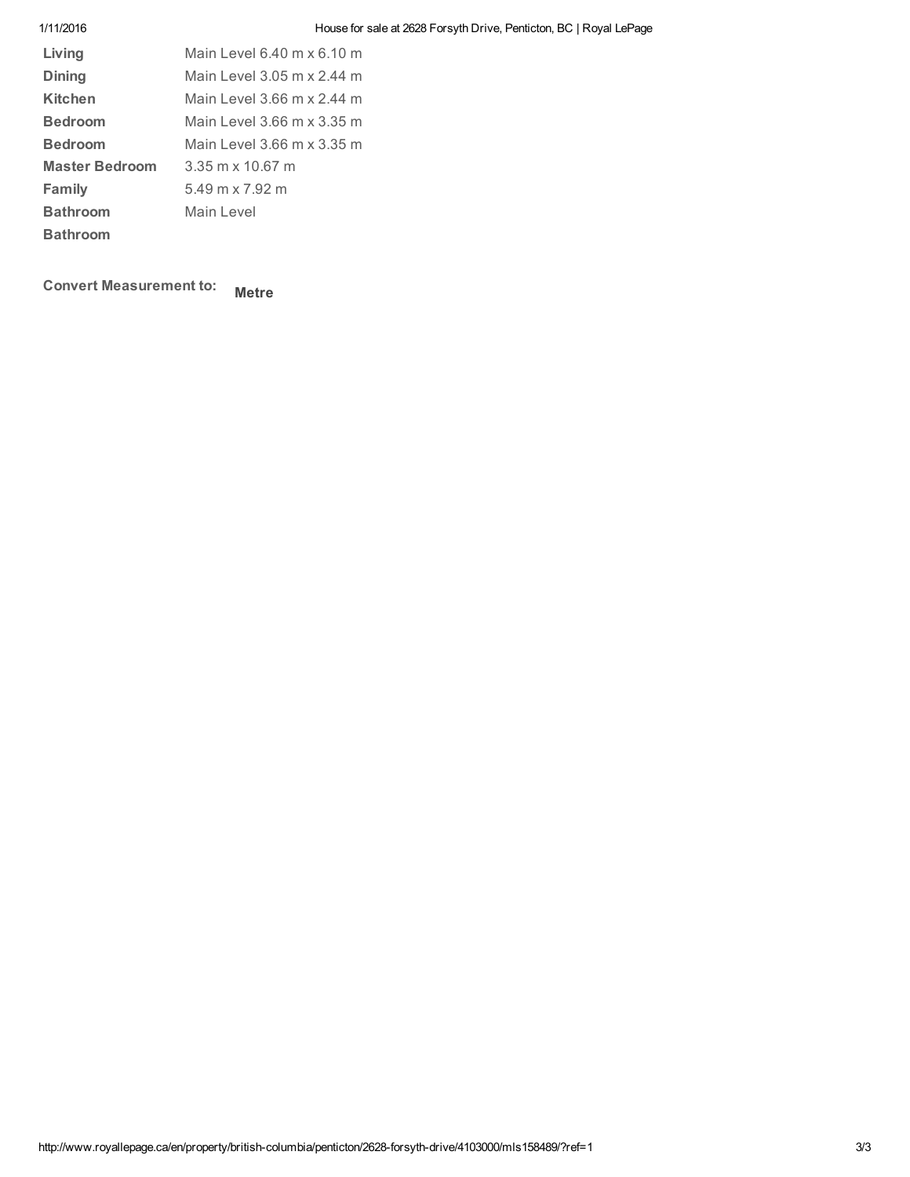| | |
|---|---|
| **Living** | Main Level 6.40 m x 6.10 m |
| **Dining** | Main Level 3.05 m x 2.44 m |
| **Kitchen** | Main Level 3.66 m x 2.44 m |
| **Bedroom** | Main Level 3.66 m x 3.35 m |
| **Bedroom** | Main Level 3.66 m x 3.35 m |
| **Master Bedroom** | 3.35 m x 10.67 m |
| **Family** | 5.49 m x 7.92 m |
| **Bathroom** | Main Level |
| **Bathroom** | |

**Convert Measurement to:** **Metre**